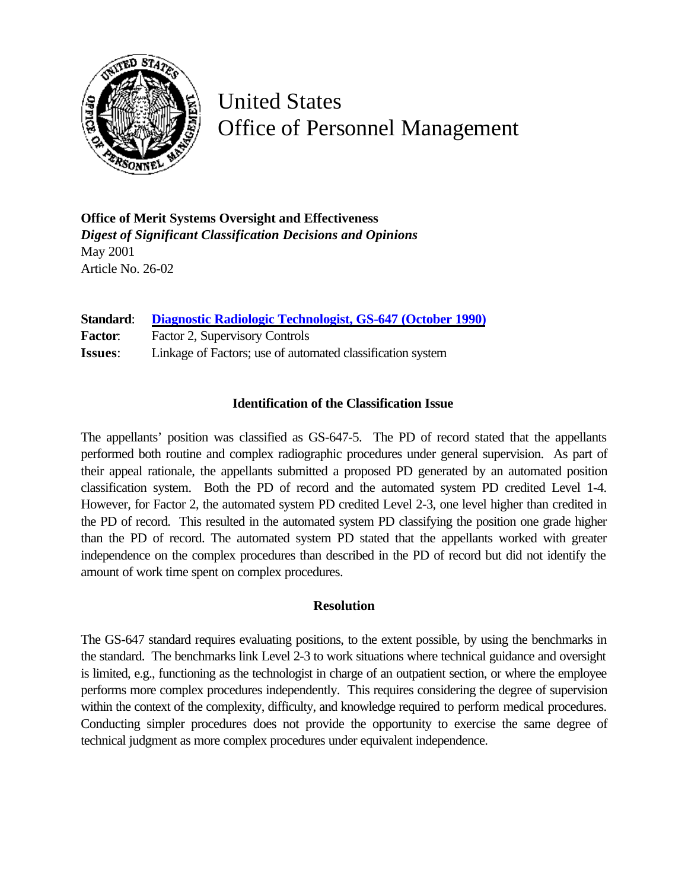# United States Office of Personnel Management

**Office of Merit Systems Oversight and Effectiveness**
***Digest of Significant Classification Decisions and Opinions***
May 2001
Article No. 26-02

**Standard**: [Diagnostic Radiologic Technologist, GS-647 (October 1990)]
**Factor**: Factor 2, Supervisory Controls
**Issues**: Linkage of Factors; use of automated classification system

### Identification of the Classification Issue

The appellants' position was classified as GS-647-5. The PD of record stated that the appellants performed both routine and complex radiographic procedures under general supervision. As part of their appeal rationale, the appellants submitted a proposed PD generated by an automated position classification system. Both the PD of record and the automated system PD credited Level 1-4. However, for Factor 2, the automated system PD credited Level 2-3, one level higher than credited in the PD of record. This resulted in the automated system PD classifying the position one grade higher than the PD of record. The automated system PD stated that the appellants worked with greater independence on the complex procedures than described in the PD of record but did not identify the amount of work time spent on complex procedures.

### Resolution

The GS-647 standard requires evaluating positions, to the extent possible, by using the benchmarks in the standard. The benchmarks link Level 2-3 to work situations where technical guidance and oversight is limited, e.g., functioning as the technologist in charge of an outpatient section, or where the employee performs more complex procedures independently. This requires considering the degree of supervision within the context of the complexity, difficulty, and knowledge required to perform medical procedures. Conducting simpler procedures does not provide the opportunity to exercise the same degree of technical judgment as more complex procedures under equivalent independence.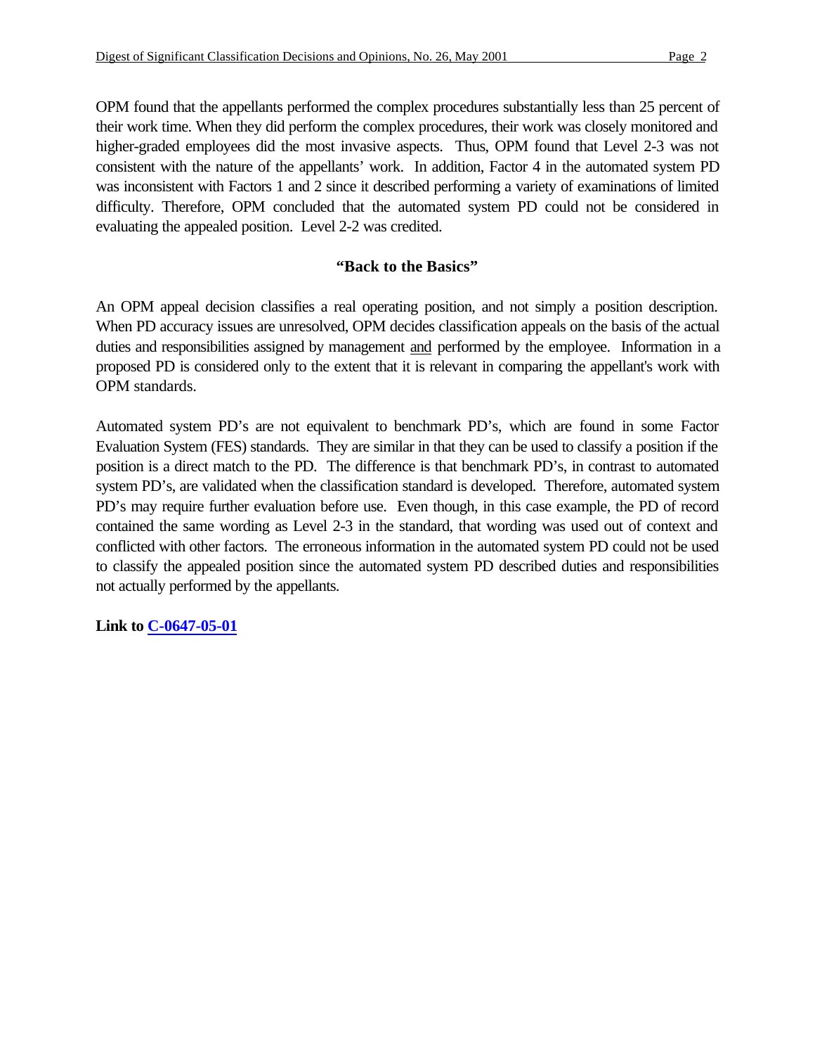OPM found that the appellants performed the complex procedures substantially less than 25 percent of their work time. When they did perform the complex procedures, their work was closely monitored and higher-graded employees did the most invasive aspects. Thus, OPM found that Level 2-3 was not consistent with the nature of the appellants' work. In addition, Factor 4 in the automated system PD was inconsistent with Factors 1 and 2 since it described performing a variety of examinations of limited difficulty. Therefore, OPM concluded that the automated system PD could not be considered in evaluating the appealed position. Level 2-2 was credited.

### "Back to the Basics"

An OPM appeal decision classifies a real operating position, and not simply a position description. When PD accuracy issues are unresolved, OPM decides classification appeals on the basis of the actual duties and responsibilities assigned by management and performed by the employee. Information in a proposed PD is considered only to the extent that it is relevant in comparing the appellant's work with OPM standards.

Automated system PD's are not equivalent to benchmark PD's, which are found in some Factor Evaluation System (FES) standards. They are similar in that they can be used to classify a position if the position is a direct match to the PD. The difference is that benchmark PD's, in contrast to automated system PD's, are validated when the classification standard is developed. Therefore, automated system PD's may require further evaluation before use. Even though, in this case example, the PD of record contained the same wording as Level 2-3 in the standard, that wording was used out of context and conflicted with other factors. The erroneous information in the automated system PD could not be used to classify the appealed position since the automated system PD described duties and responsibilities not actually performed by the appellants.

**Link to C-0647-05-01**